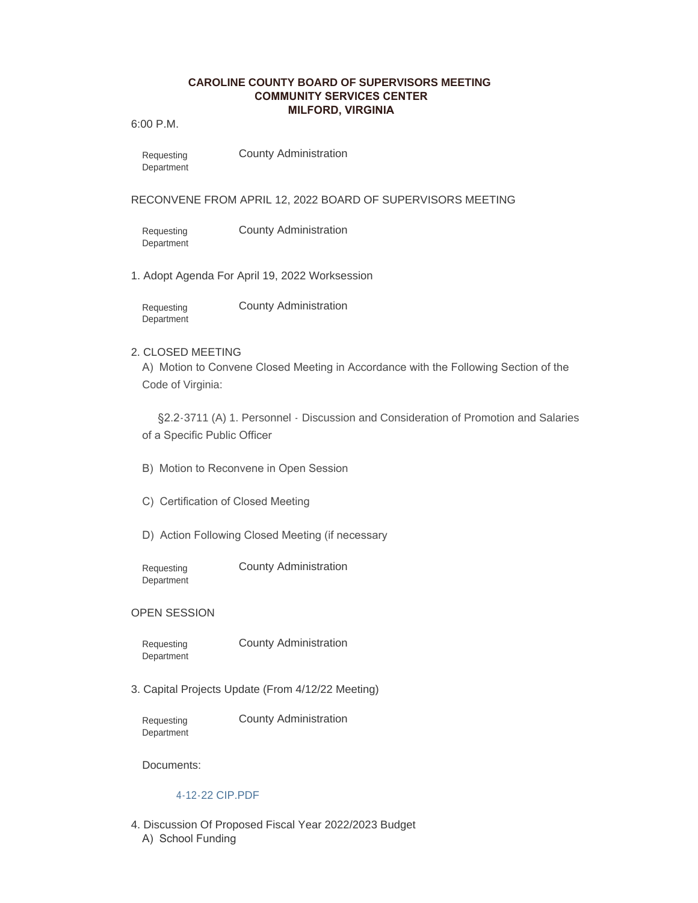# CAROLINE COUNTY BOARD OF SUPERVISORS MEETING
## COMMUNITY SERVICES CENTER
## MILFORD, VIRGINIA

6:00 P.M.

Requesting Department — County Administration

RECONVENE FROM APRIL 12, 2022 BOARD OF SUPERVISORS MEETING

Requesting Department — County Administration

1. Adopt Agenda For April 19, 2022 Worksession

Requesting Department — County Administration

2. CLOSED MEETING

   A) Motion to Convene Closed Meeting in Accordance with the Following Section of the Code of Virginia:

   §2.2-3711 (A) 1. Personnel - Discussion and Consideration of Promotion and Salaries of a Specific Public Officer

   B) Motion to Reconvene in Open Session

   C) Certification of Closed Meeting

   D) Action Following Closed Meeting (if necessary

Requesting Department — County Administration

OPEN SESSION

Requesting Department — County Administration

3. Capital Projects Update (From 4/12/22 Meeting)

Requesting Department — County Administration

Documents:

4-12-22 CIP.PDF

4. Discussion Of Proposed Fiscal Year 2022/2023 Budget

   A) School Funding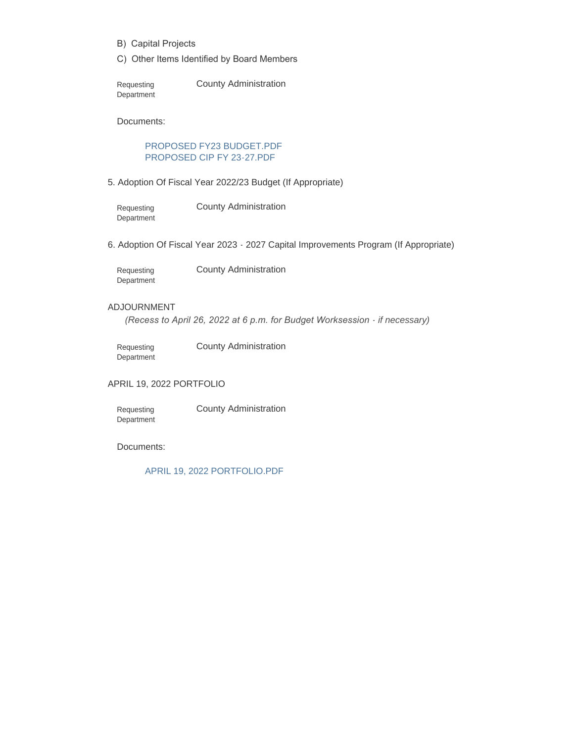B) Capital Projects

C) Other Items Identified by Board Members

Requesting Department County Administration

Documents:

PROPOSED FY23 BUDGET.PDF
PROPOSED CIP FY 23-27.PDF

5. Adoption Of Fiscal Year 2022/23 Budget (If Appropriate)

Requesting Department County Administration

6. Adoption Of Fiscal Year 2023 - 2027 Capital Improvements Program (If Appropriate)

Requesting Department County Administration

ADJOURNMENT

*(Recess to April 26, 2022 at 6 p.m. for Budget Worksession - if necessary)*

Requesting Department County Administration

APRIL 19, 2022 PORTFOLIO

Requesting Department County Administration

Documents:

APRIL 19, 2022 PORTFOLIO.PDF